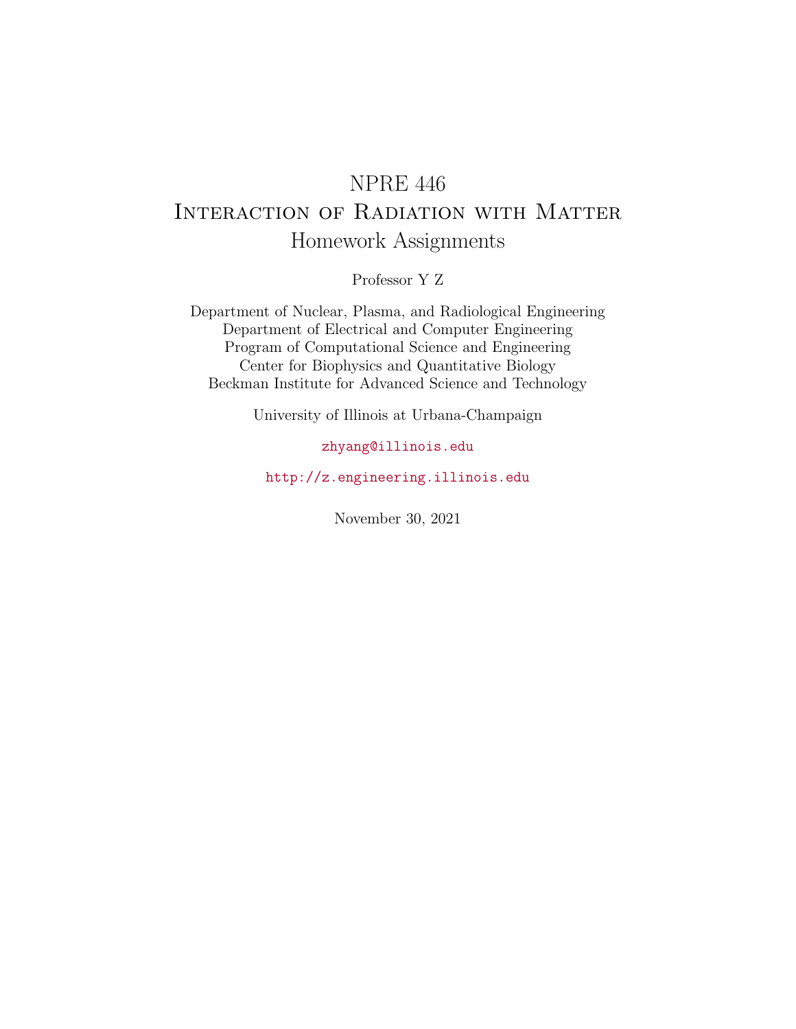# NPRE 446
# Interaction of Radiation with Matter
## Homework Assignments

Professor Y Z

Department of Nuclear, Plasma, and Radiological Engineering
Department of Electrical and Computer Engineering
Program of Computational Science and Engineering
Center for Biophysics and Quantitative Biology
Beckman Institute for Advanced Science and Technology

University of Illinois at Urbana-Champaign

zhyang@illinois.edu

http://z.engineering.illinois.edu

November 30, 2021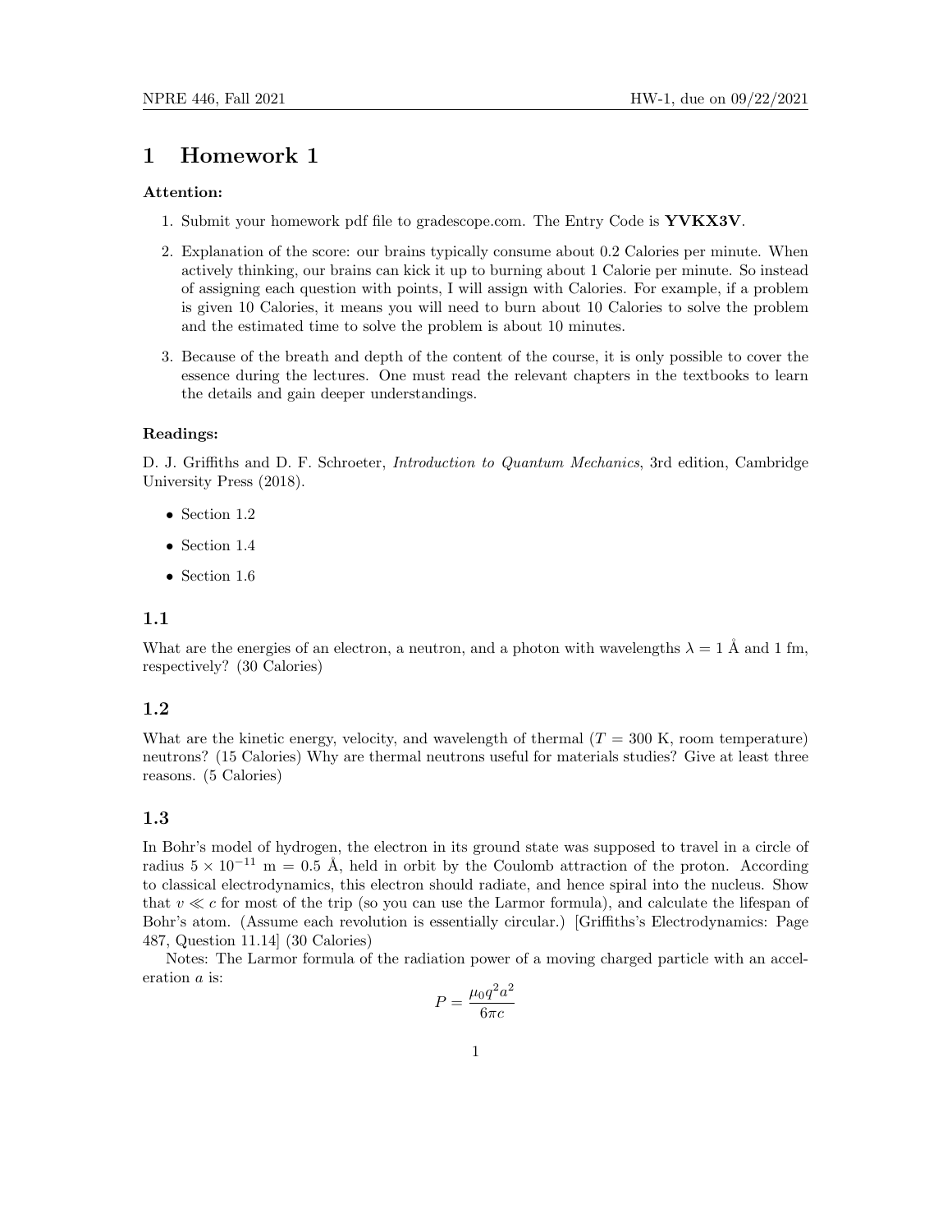# 1 Homework 1

**Attention:**

1. Submit your homework pdf file to gradescope.com. The Entry Code is **YVKX3V**.
2. Explanation of the score: our brains typically consume about 0.2 Calories per minute. When actively thinking, our brains can kick it up to burning about 1 Calorie per minute. So instead of assigning each question with points, I will assign with Calories. For example, if a problem is given 10 Calories, it means you will need to burn about 10 Calories to solve the problem and the estimated time to solve the problem is about 10 minutes.
3. Because of the breath and depth of the content of the course, it is only possible to cover the essence during the lectures. One must read the relevant chapters in the textbooks to learn the details and gain deeper understandings.

**Readings:**

D. J. Griffiths and D. F. Schroeter, *Introduction to Quantum Mechanics*, 3rd edition, Cambridge University Press (2018).

- Section 1.2
- Section 1.4
- Section 1.6

## 1.1

What are the energies of an electron, a neutron, and a photon with wavelengths $\lambda = 1$ Å and 1 fm, respectively? (30 Calories)

## 1.2

What are the kinetic energy, velocity, and wavelength of thermal ($T = 300$ K, room temperature) neutrons? (15 Calories) Why are thermal neutrons useful for materials studies? Give at least three reasons. (5 Calories)

## 1.3

In Bohr's model of hydrogen, the electron in its ground state was supposed to travel in a circle of radius $5 \times 10^{-11}$ m $= 0.5$ Å, held in orbit by the Coulomb attraction of the proton. According to classical electrodynamics, this electron should radiate, and hence spiral into the nucleus. Show that $v \ll c$ for most of the trip (so you can use the Larmor formula), and calculate the lifespan of Bohr's atom. (Assume each revolution is essentially circular.) [Griffiths's Electrodynamics: Page 487, Question 11.14] (30 Calories)

Notes: The Larmor formula of the radiation power of a moving charged particle with an acceleration $a$ is:

$$P = \frac{\mu_0 q^2 a^2}{6\pi c}$$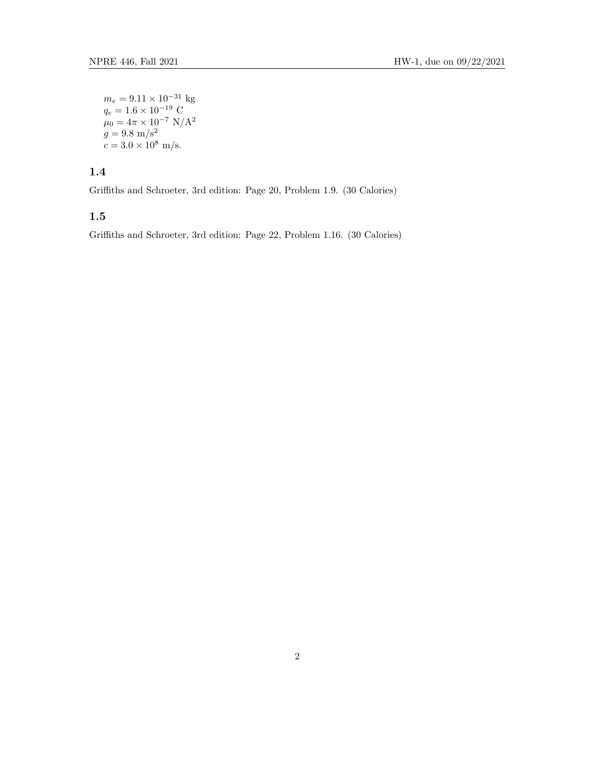$m_e = 9.11 \times 10^{-31}$ kg  
$q_e = 1.6 \times 10^{-19}$ C  
$\mu_0 = 4\pi \times 10^{-7}$ N/A$^2$  
$g = 9.8$ m/s$^2$  
$c = 3.0 \times 10^8$ m/s.

### 1.4

Griffiths and Schroeter, 3rd edition: Page 20, Problem 1.9. (30 Calories)

### 1.5

Griffiths and Schroeter, 3rd edition: Page 22, Problem 1.16. (30 Calories)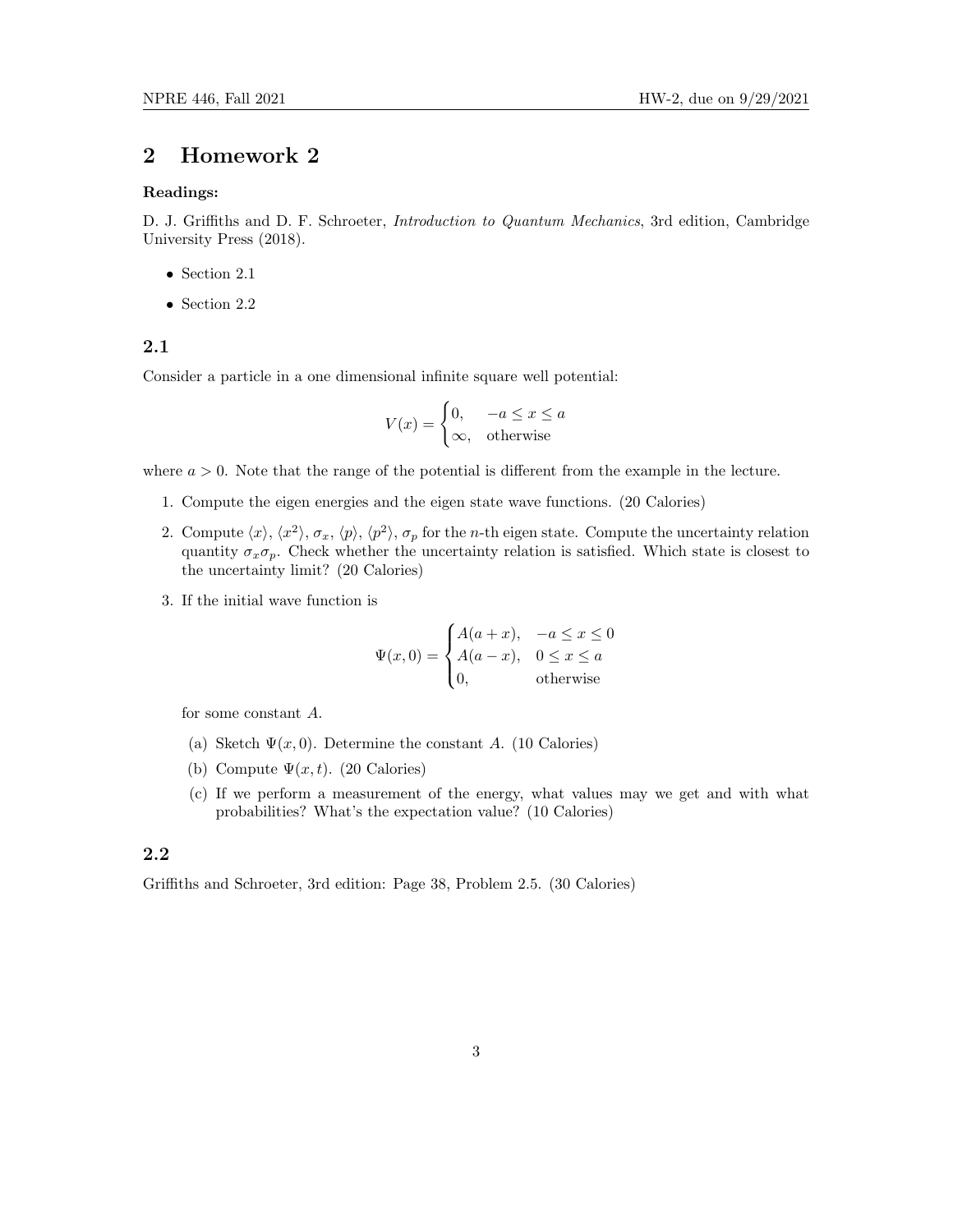## 2 Homework 2

**Readings:**

D. J. Griffiths and D. F. Schroeter, *Introduction to Quantum Mechanics*, 3rd edition, Cambridge University Press (2018).

- Section 2.1
- Section 2.2

### 2.1

Consider a particle in a one dimensional infinite square well potential:

$$V(x) = \begin{cases} 0, & -a \le x \le a \\ \infty, & \text{otherwise} \end{cases}$$

where $a > 0$. Note that the range of the potential is different from the example in the lecture.

1. Compute the eigen energies and the eigen state wave functions. (20 Calories)
2. Compute $\langle x \rangle$, $\langle x^2 \rangle$, $\sigma_x$, $\langle p \rangle$, $\langle p^2 \rangle$, $\sigma_p$ for the $n$-th eigen state. Compute the uncertainty relation quantity $\sigma_x \sigma_p$. Check whether the uncertainty relation is satisfied. Which state is closest to the uncertainty limit? (20 Calories)
3. If the initial wave function is

$$\Psi(x, 0) = \begin{cases} A(a + x), & -a \le x \le 0 \\ A(a - x), & 0 \le x \le a \\ 0, & \text{otherwise} \end{cases}$$

for some constant $A$.

   (a) Sketch $\Psi(x, 0)$. Determine the constant $A$. (10 Calories)

   (b) Compute $\Psi(x, t)$. (20 Calories)

   (c) If we perform a measurement of the energy, what values may we get and with what probabilities? What's the expectation value? (10 Calories)

### 2.2

Griffiths and Schroeter, 3rd edition: Page 38, Problem 2.5. (30 Calories)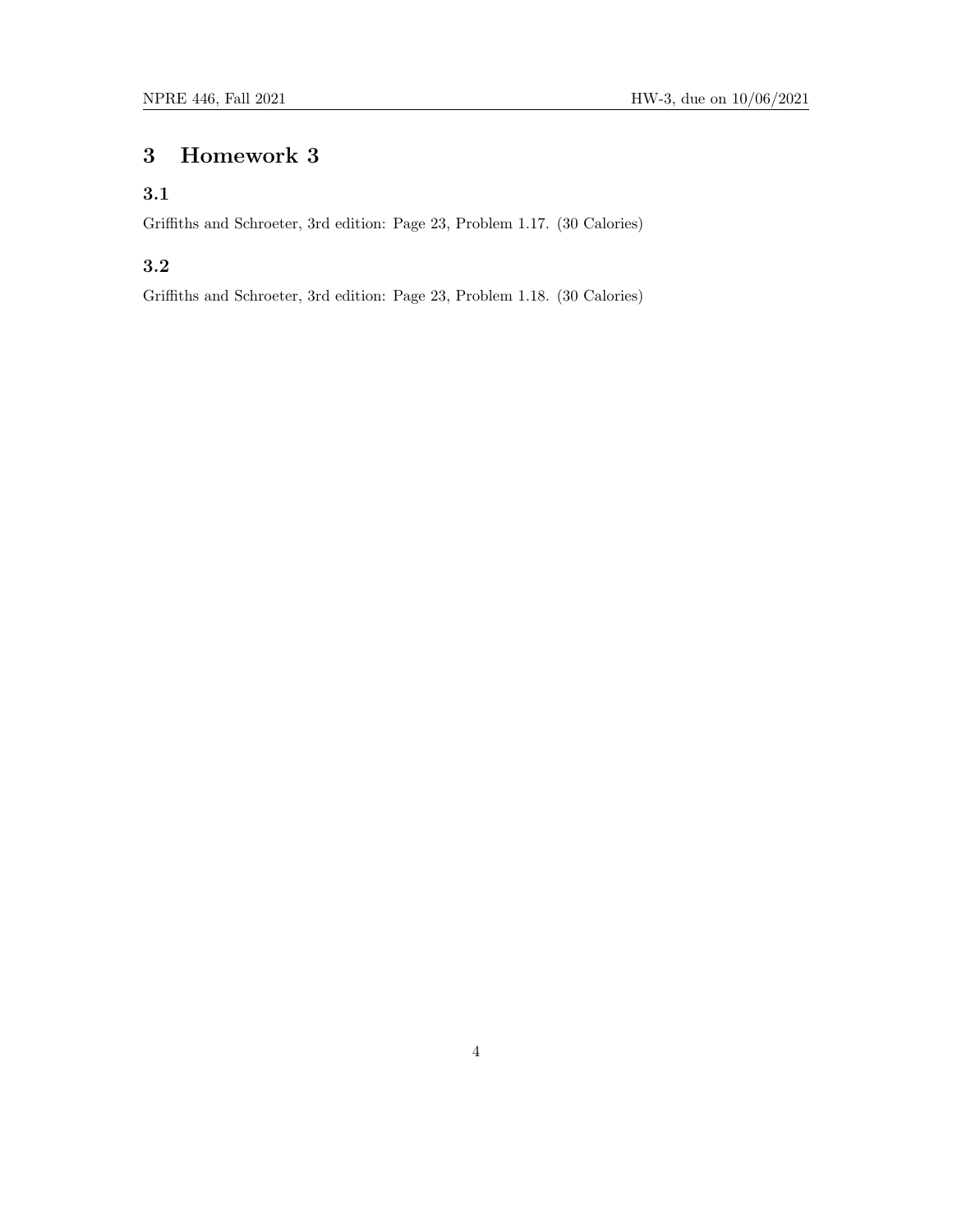# 3 Homework 3

## 3.1

Griffiths and Schroeter, 3rd edition: Page 23, Problem 1.17. (30 Calories)

## 3.2

Griffiths and Schroeter, 3rd edition: Page 23, Problem 1.18. (30 Calories)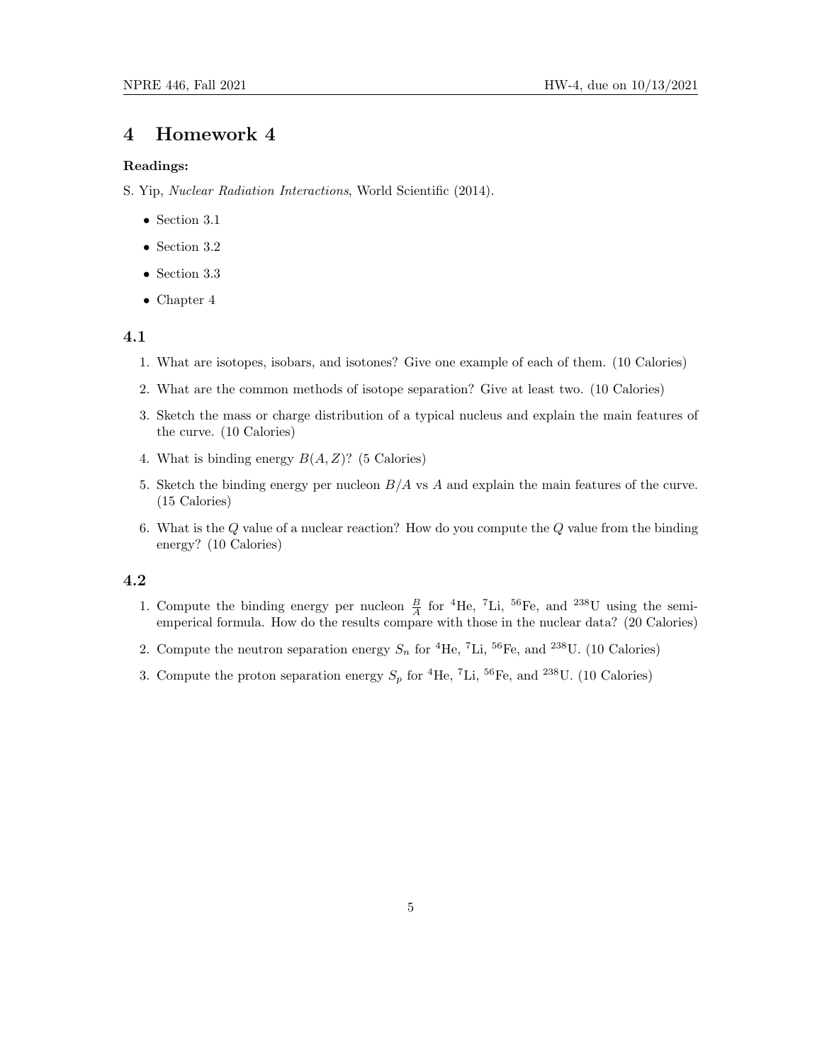# 4 Homework 4

**Readings:**

S. Yip, *Nuclear Radiation Interactions*, World Scientific (2014).

- Section 3.1
- Section 3.2
- Section 3.3
- Chapter 4

### 4.1

1. What are isotopes, isobars, and isotones? Give one example of each of them. (10 Calories)
2. What are the common methods of isotope separation? Give at least two. (10 Calories)
3. Sketch the mass or charge distribution of a typical nucleus and explain the main features of the curve. (10 Calories)
4. What is binding energy $B(A, Z)$? (5 Calories)
5. Sketch the binding energy per nucleon $B/A$ vs $A$ and explain the main features of the curve. (15 Calories)
6. What is the $Q$ value of a nuclear reaction? How do you compute the $Q$ value from the binding energy? (10 Calories)

### 4.2

1. Compute the binding energy per nucleon $\frac{B}{A}$ for $^{4}$He, $^{7}$Li, $^{56}$Fe, and $^{238}$U using the semi-emperical formula. How do the results compare with those in the nuclear data? (20 Calories)
2. Compute the neutron separation energy $S_n$ for $^{4}$He, $^{7}$Li, $^{56}$Fe, and $^{238}$U. (10 Calories)
3. Compute the proton separation energy $S_p$ for $^{4}$He, $^{7}$Li, $^{56}$Fe, and $^{238}$U. (10 Calories)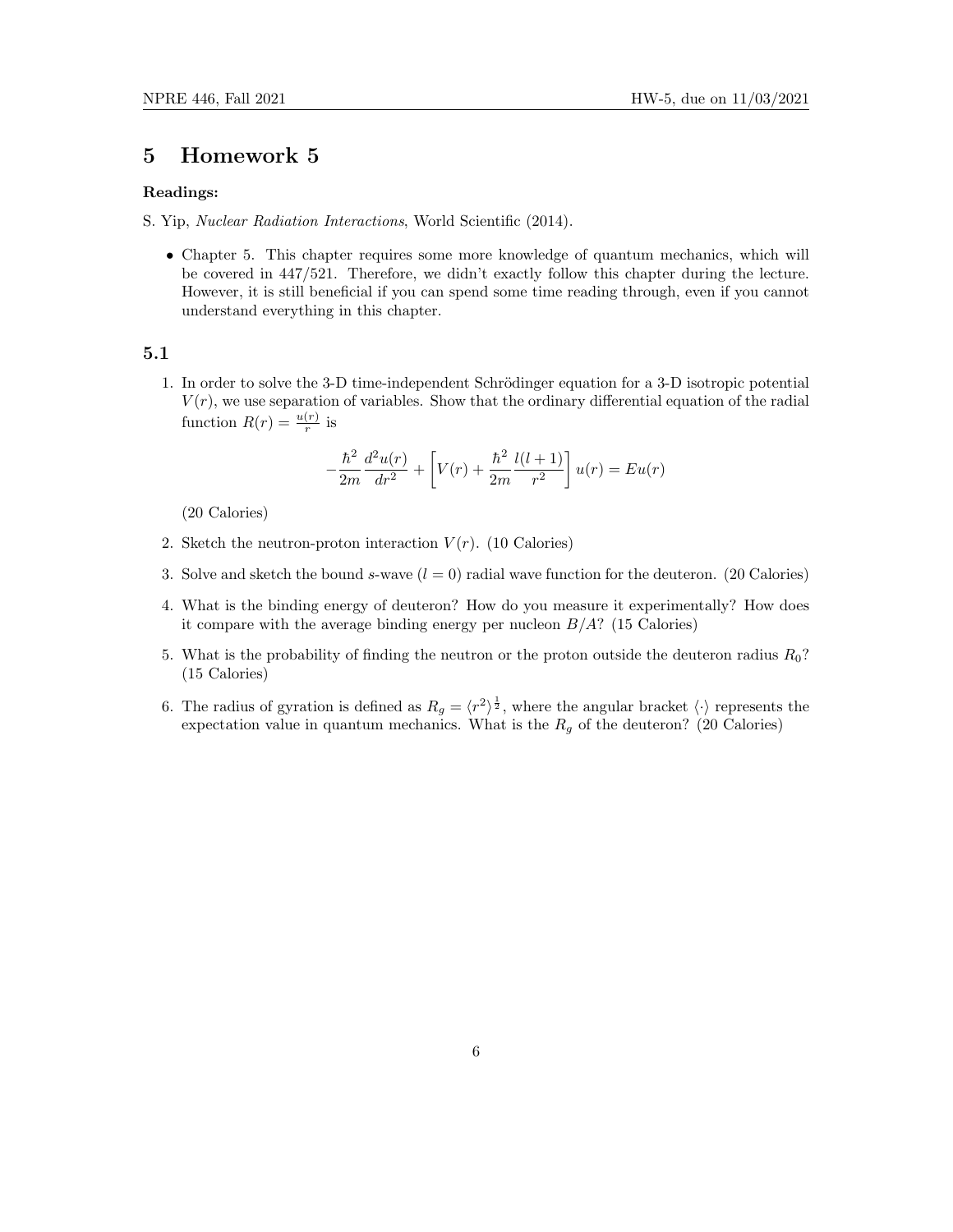# 5 Homework 5

**Readings:**

S. Yip, *Nuclear Radiation Interactions*, World Scientific (2014).

- Chapter 5. This chapter requires some more knowledge of quantum mechanics, which will be covered in 447/521. Therefore, we didn't exactly follow this chapter during the lecture. However, it is still beneficial if you can spend some time reading through, even if you cannot understand everything in this chapter.

## 5.1

1. In order to solve the 3-D time-independent Schrödinger equation for a 3-D isotropic potential $V(r)$, we use separation of variables. Show that the ordinary differential equation of the radial function $R(r) = \frac{u(r)}{r}$ is

$$-\frac{\hbar^2}{2m}\frac{d^2u(r)}{dr^2} + \left[V(r) + \frac{\hbar^2}{2m}\frac{l(l+1)}{r^2}\right]u(r) = Eu(r)$$

   (20 Calories)

2. Sketch the neutron-proton interaction $V(r)$. (10 Calories)

3. Solve and sketch the bound $s$-wave ($l = 0$) radial wave function for the deuteron. (20 Calories)

4. What is the binding energy of deuteron? How do you measure it experimentally? How does it compare with the average binding energy per nucleon $B/A$? (15 Calories)

5. What is the probability of finding the neutron or the proton outside the deuteron radius $R_0$? (15 Calories)

6. The radius of gyration is defined as $R_g = \langle r^2 \rangle^{\frac{1}{2}}$, where the angular bracket $\langle \cdot \rangle$ represents the expectation value in quantum mechanics. What is the $R_g$ of the deuteron? (20 Calories)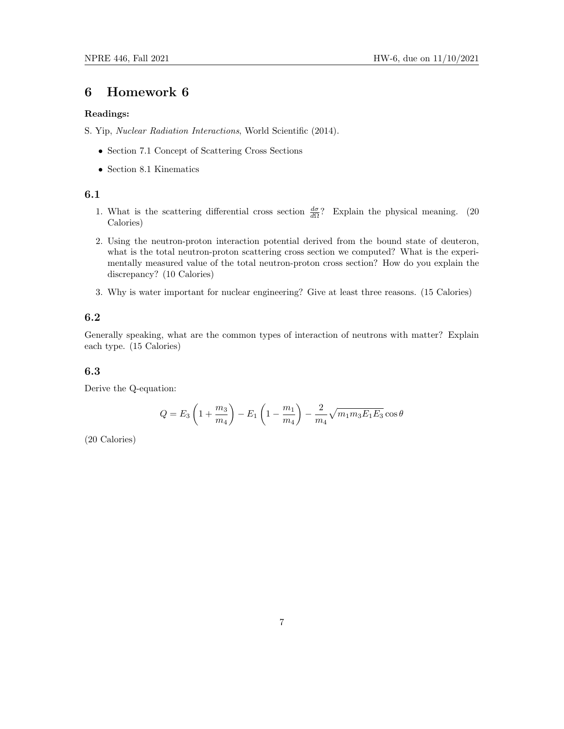# 6 Homework 6

**Readings:**

S. Yip, *Nuclear Radiation Interactions*, World Scientific (2014).

- Section 7.1 Concept of Scattering Cross Sections
- Section 8.1 Kinematics

### 6.1

1. What is the scattering differential cross section $\frac{d\sigma}{d\Omega}$? Explain the physical meaning. (20 Calories)
2. Using the neutron-proton interaction potential derived from the bound state of deuteron, what is the total neutron-proton scattering cross section we computed? What is the experimentally measured value of the total neutron-proton cross section? How do you explain the discrepancy? (10 Calories)
3. Why is water important for nuclear engineering? Give at least three reasons. (15 Calories)

### 6.2

Generally speaking, what are the common types of interaction of neutrons with matter? Explain each type. (15 Calories)

### 6.3

Derive the Q-equation:

$$Q = E_3\left(1 + \frac{m_3}{m_4}\right) - E_1\left(1 - \frac{m_1}{m_4}\right) - \frac{2}{m_4}\sqrt{m_1 m_3 E_1 E_3}\cos\theta$$

(20 Calories)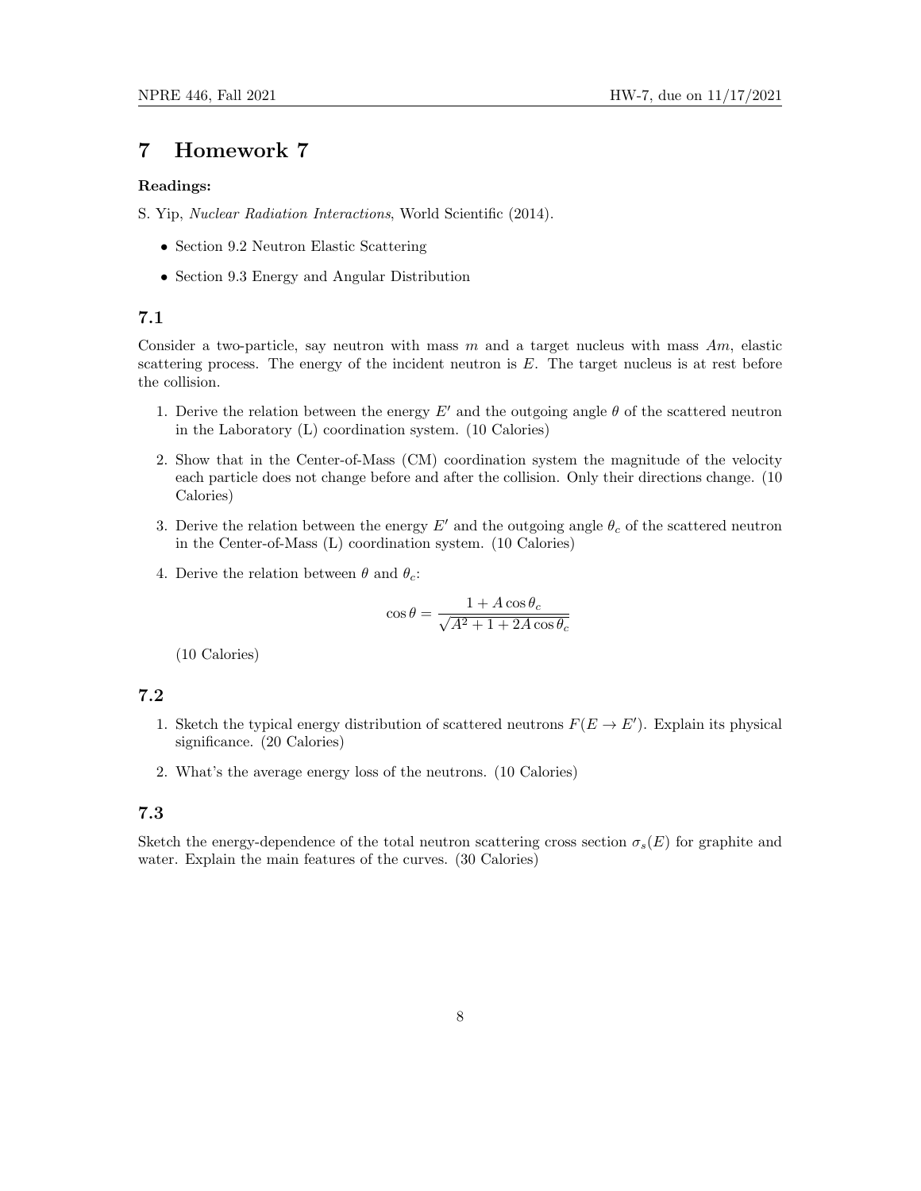# 7 Homework 7

**Readings:**

S. Yip, *Nuclear Radiation Interactions*, World Scientific (2014).

- Section 9.2 Neutron Elastic Scattering
- Section 9.3 Energy and Angular Distribution

## 7.1

Consider a two-particle, say neutron with mass $m$ and a target nucleus with mass $Am$, elastic scattering process. The energy of the incident neutron is $E$. The target nucleus is at rest before the collision.

1. Derive the relation between the energy $E'$ and the outgoing angle $\theta$ of the scattered neutron in the Laboratory (L) coordination system. (10 Calories)
2. Show that in the Center-of-Mass (CM) coordination system the magnitude of the velocity each particle does not change before and after the collision. Only their directions change. (10 Calories)
3. Derive the relation between the energy $E'$ and the outgoing angle $\theta_c$ of the scattered neutron in the Center-of-Mass (L) coordination system. (10 Calories)
4. Derive the relation between $\theta$ and $\theta_c$:

$$\cos\theta = \frac{1 + A\cos\theta_c}{\sqrt{A^2 + 1 + 2A\cos\theta_c}}$$

(10 Calories)

## 7.2

1. Sketch the typical energy distribution of scattered neutrons $F(E \to E')$. Explain its physical significance. (20 Calories)
2. What's the average energy loss of the neutrons. (10 Calories)

## 7.3

Sketch the energy-dependence of the total neutron scattering cross section $\sigma_s(E)$ for graphite and water. Explain the main features of the curves. (30 Calories)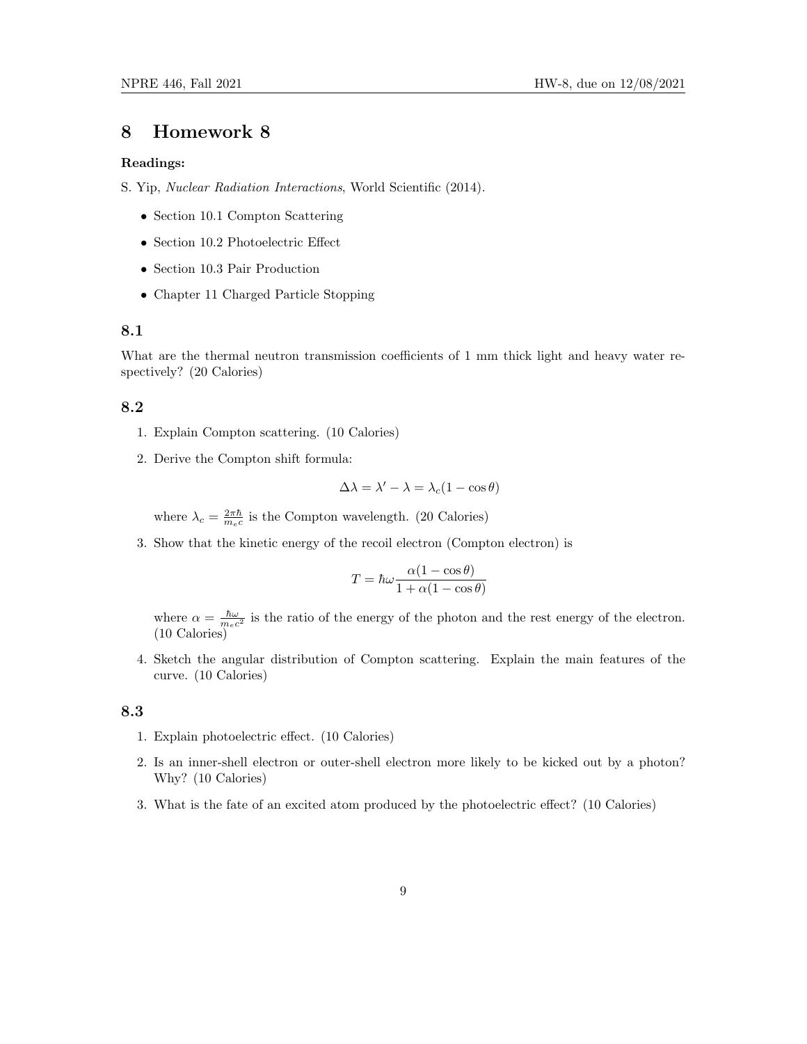# 8 Homework 8

**Readings:**

S. Yip, *Nuclear Radiation Interactions*, World Scientific (2014).

- Section 10.1 Compton Scattering
- Section 10.2 Photoelectric Effect
- Section 10.3 Pair Production
- Chapter 11 Charged Particle Stopping

## 8.1

What are the thermal neutron transmission coefficients of 1 mm thick light and heavy water respectively? (20 Calories)

## 8.2

1. Explain Compton scattering. (10 Calories)
2. Derive the Compton shift formula:

$$\Delta\lambda = \lambda' - \lambda = \lambda_c(1 - \cos\theta)$$

   where $\lambda_c = \frac{2\pi\hbar}{m_e c}$ is the Compton wavelength. (20 Calories)

3. Show that the kinetic energy of the recoil electron (Compton electron) is

$$T = \hbar\omega \frac{\alpha(1 - \cos\theta)}{1 + \alpha(1 - \cos\theta)}$$

   where $\alpha = \frac{\hbar\omega}{m_e c^2}$ is the ratio of the energy of the photon and the rest energy of the electron. (10 Calories)

4. Sketch the angular distribution of Compton scattering. Explain the main features of the curve. (10 Calories)

## 8.3

1. Explain photoelectric effect. (10 Calories)
2. Is an inner-shell electron or outer-shell electron more likely to be kicked out by a photon? Why? (10 Calories)
3. What is the fate of an excited atom produced by the photoelectric effect? (10 Calories)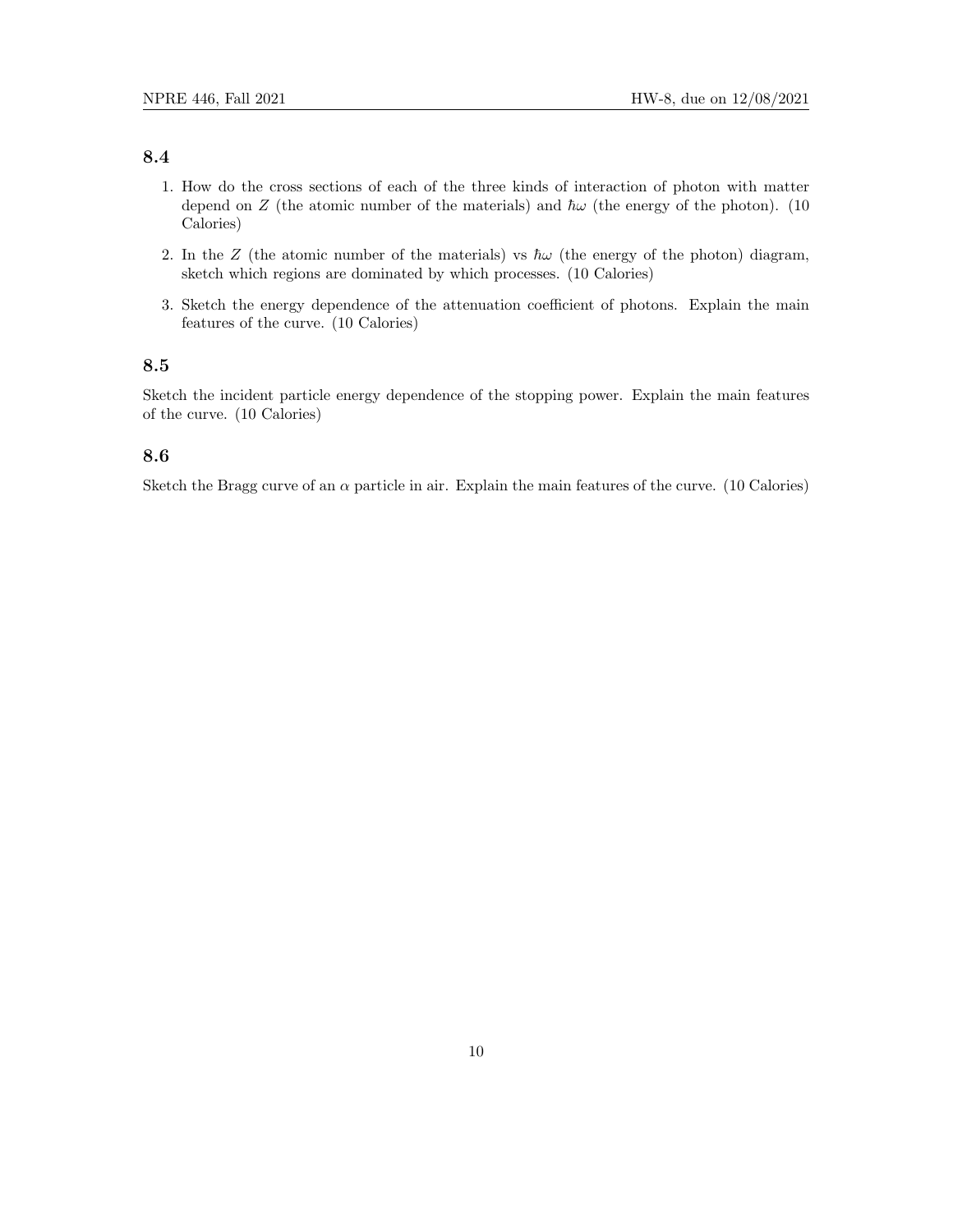## 8.4

1. How do the cross sections of each of the three kinds of interaction of photon with matter depend on $Z$ (the atomic number of the materials) and $\hbar\omega$ (the energy of the photon). (10 Calories)

2. In the $Z$ (the atomic number of the materials) vs $\hbar\omega$ (the energy of the photon) diagram, sketch which regions are dominated by which processes. (10 Calories)

3. Sketch the energy dependence of the attenuation coefficient of photons. Explain the main features of the curve. (10 Calories)

## 8.5

Sketch the incident particle energy dependence of the stopping power. Explain the main features of the curve. (10 Calories)

## 8.6

Sketch the Bragg curve of an $\alpha$ particle in air. Explain the main features of the curve. (10 Calories)